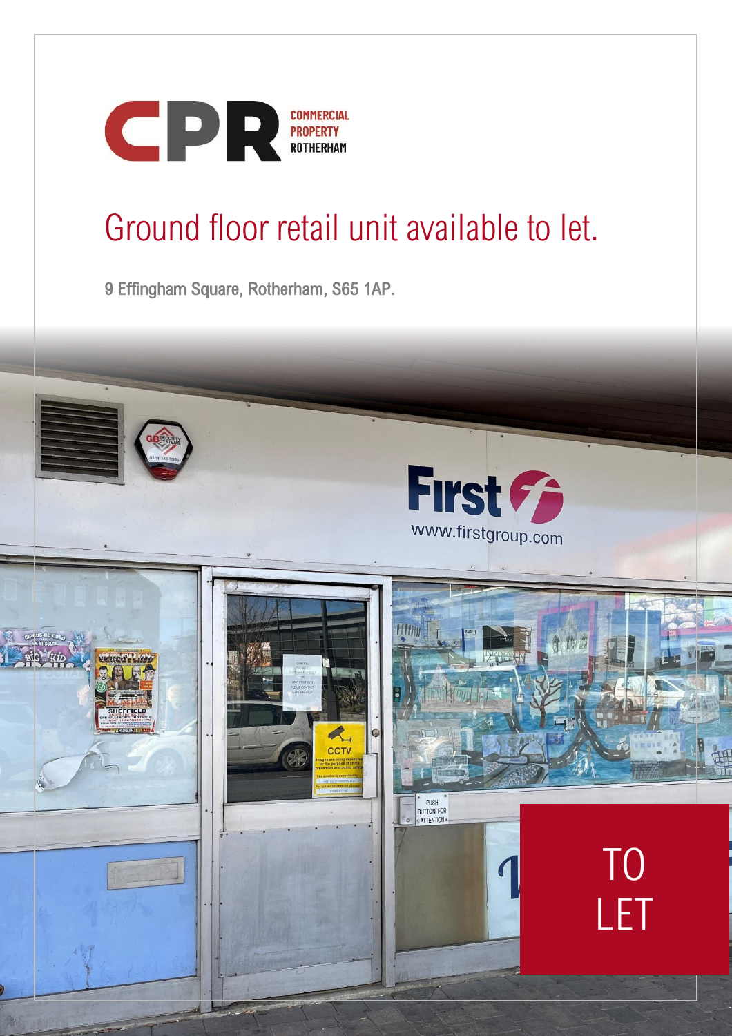CPR COMMERCIAL PROPERTY ROTHERHAM

# Ground floor retail unit available to let.

9 Effingham Square, Rotherham, S65 1AP.

TO LET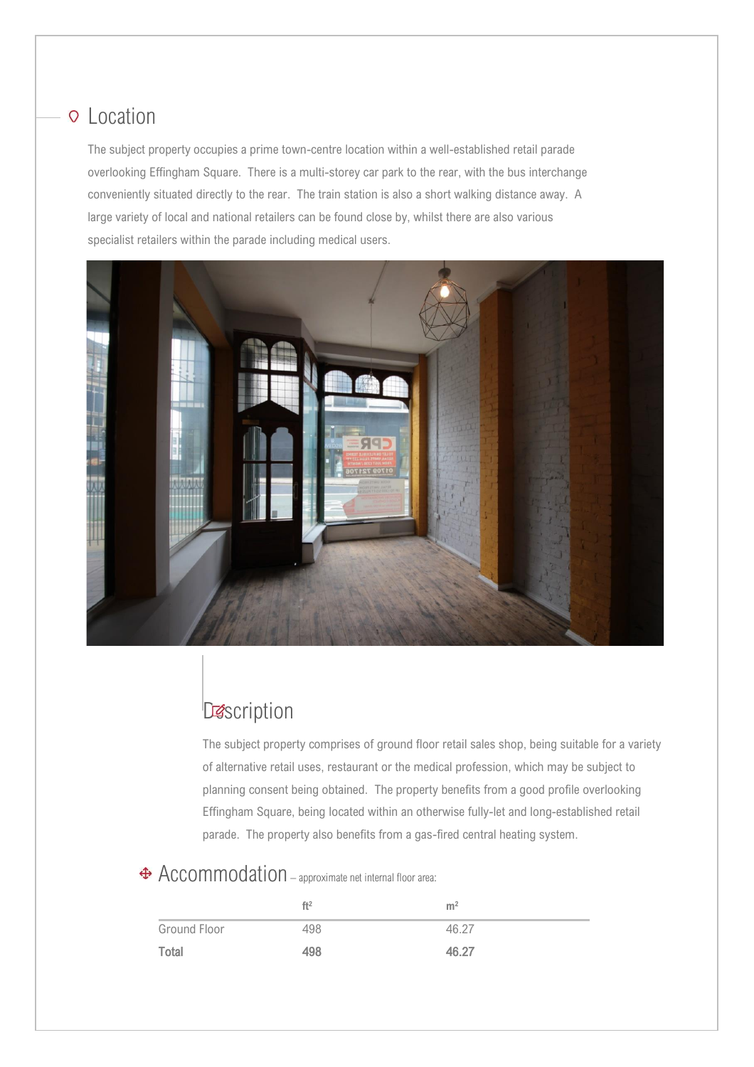## Location

The subject property occupies a prime town-centre location within a well-established retail parade overlooking Effingham Square. There is a multi-storey car park to the rear, with the bus interchange conveniently situated directly to the rear. The train station is also a short walking distance away. A large variety of local and national retailers can be found close by, whilst there are also various specialist retailers within the parade including medical users.

## Description

The subject property comprises of ground floor retail sales shop, being suitable for a variety of alternative retail uses, restaurant or the medical profession, which may be subject to planning consent being obtained. The property benefits from a good profile overlooking Effingham Square, being located within an otherwise fully-let and long-established retail parade. The property also benefits from a gas-fired central heating system.

## Accommodation – approximate net internal floor area:

| | ft² | m² |
|---|---|---|
| Ground Floor | 498 | 46.27 |
| **Total** | **498** | **46.27** |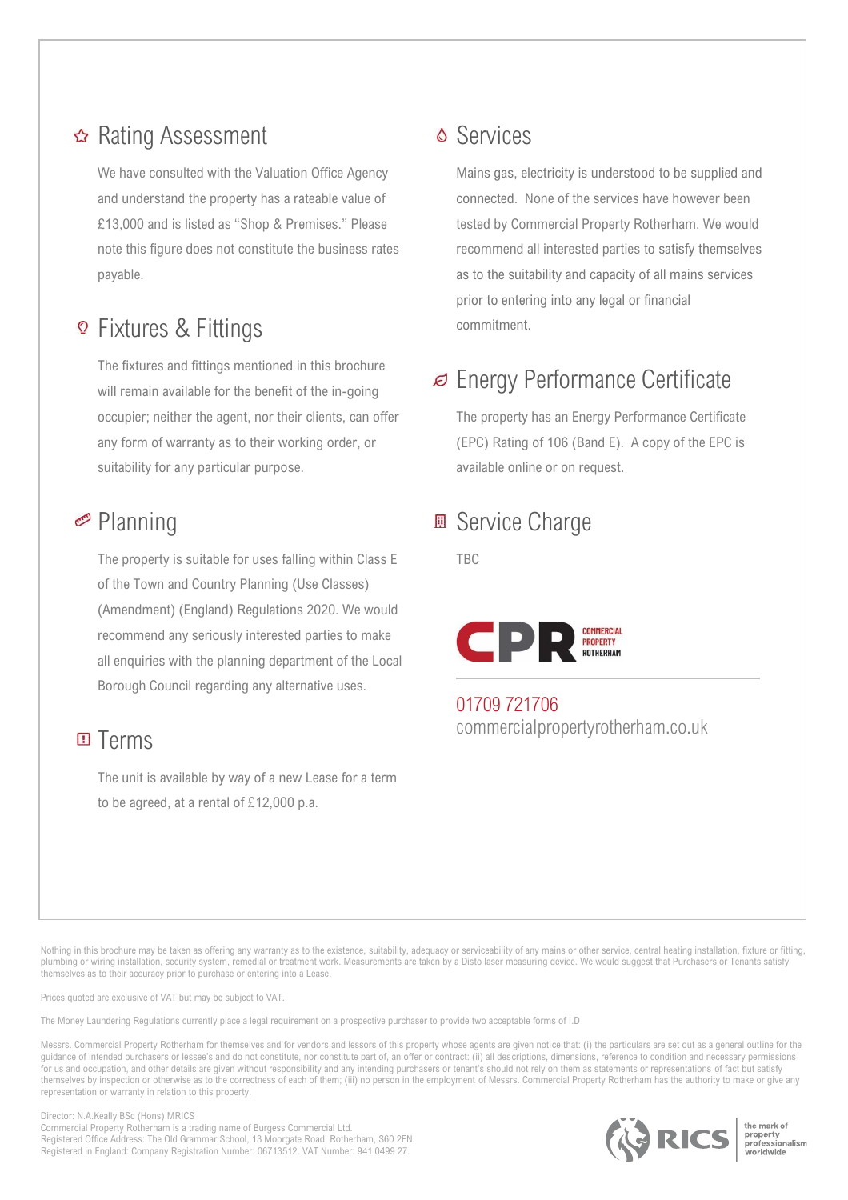## Rating Assessment

We have consulted with the Valuation Office Agency and understand the property has a rateable value of £13,000 and is listed as "Shop & Premises." Please note this figure does not constitute the business rates payable.

## Fixtures & Fittings

The fixtures and fittings mentioned in this brochure will remain available for the benefit of the in-going occupier; neither the agent, nor their clients, can offer any form of warranty as to their working order, or suitability for any particular purpose.

## Planning

The property is suitable for uses falling within Class E of the Town and Country Planning (Use Classes) (Amendment) (England) Regulations 2020. We would recommend any seriously interested parties to make all enquiries with the planning department of the Local Borough Council regarding any alternative uses.

## Terms

The unit is available by way of a new Lease for a term to be agreed, at a rental of £12,000 p.a.

## Services

Mains gas, electricity is understood to be supplied and connected. None of the services have however been tested by Commercial Property Rotherham. We would recommend all interested parties to satisfy themselves as to the suitability and capacity of all mains services prior to entering into any legal or financial commitment.

## Energy Performance Certificate

The property has an Energy Performance Certificate (EPC) Rating of 106 (Band E). A copy of the EPC is available online or on request.

## Service Charge

TBC

CPR COMMERCIAL PROPERTY ROTHERHAM

01709 721706
commercialpropertyrotherham.co.uk

Nothing in this brochure may be taken as offering any warranty as to the existence, suitability, adequacy or serviceability of any mains or other service, central heating installation, fixture or fitting, plumbing or wiring installation, security system, remedial or treatment work. Measurements are taken by a Disto laser measuring device. We would suggest that Purchasers or Tenants satisfy themselves as to their accuracy prior to purchase or entering into a Lease.

Prices quoted are exclusive of VAT but may be subject to VAT.

The Money Laundering Regulations currently place a legal requirement on a prospective purchaser to provide two acceptable forms of I.D

Messrs. Commercial Property Rotherham for themselves and for vendors and lessors of this property whose agents are given notice that: (i) the particulars are set out as a general outline for the guidance of intended purchasers or lessee's and do not constitute, nor constitute part of, an offer or contract: (ii) all descriptions, dimensions, reference to condition and necessary permissions for us and occupation, and other details are given without responsibility and any intending purchasers or tenant's should not rely on them as statements or representations of fact but satisfy themselves by inspection or otherwise as to the correctness of each of them; (iii) no person in the employment of Messrs. Commercial Property Rotherham has the authority to make or give any representation or warranty in relation to this property.

Director: N.A.Keally BSc (Hons) MRICS
Commercial Property Rotherham is a trading name of Burgess Commercial Ltd.
Registered Office Address: The Old Grammar School, 13 Moorgate Road, Rotherham, S60 2EN.
Registered in England: Company Registration Number: 06713512. VAT Number: 941 0499 27.

RICS the mark of property professionalism worldwide